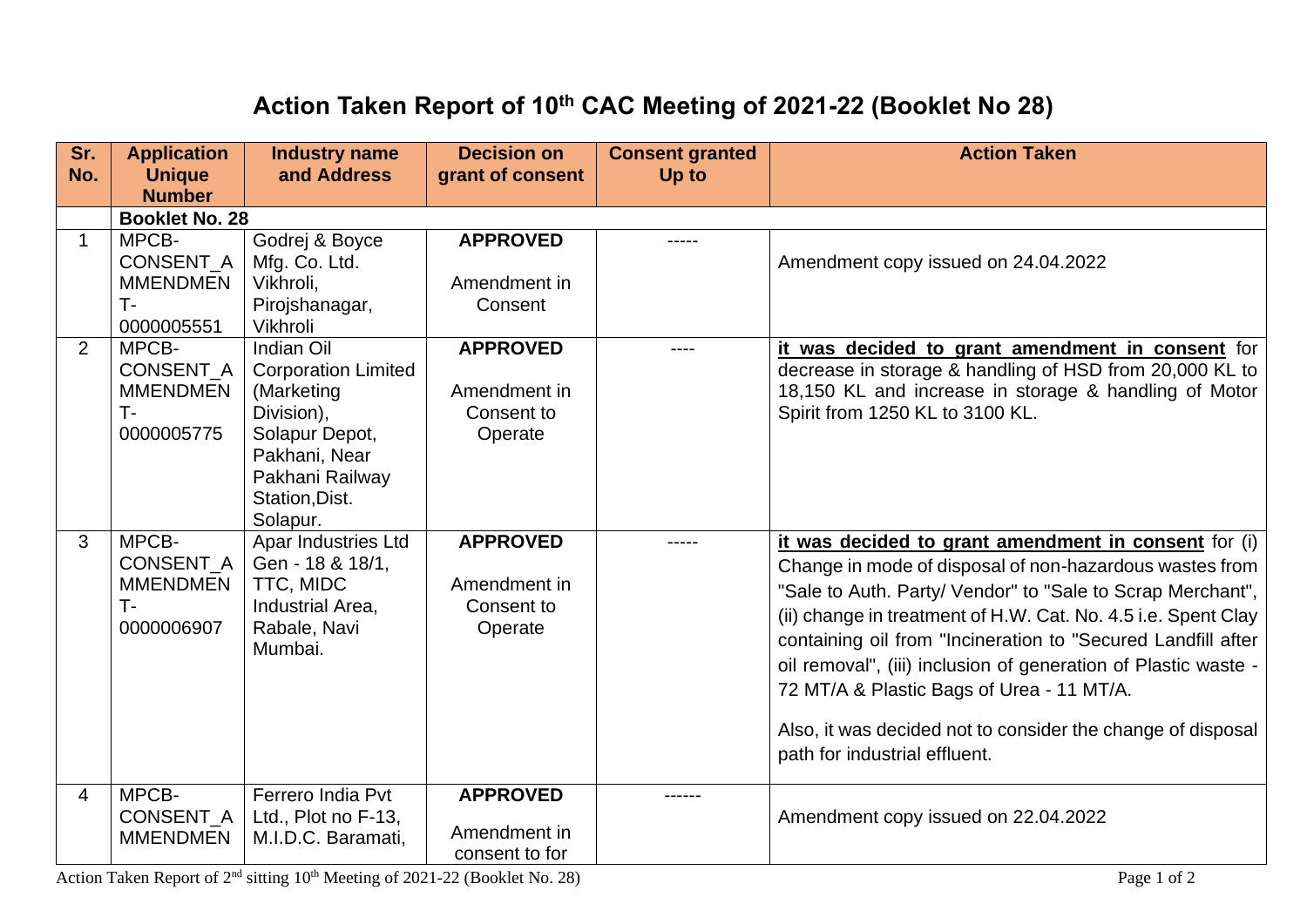# Action Taken Report of 10th CAC Meeting of 2021-22 (Booklet No 28)

| Sr. No. | Application Unique Number | Industry name and Address | Decision on grant of consent | Consent granted Up to | Action Taken |
|---|---|---|---|---|---|
| | **Booklet No. 28** | | | | |
| 1 | MPCB-CONSENT_AMMENDMENT-0000005551 | Godrej & Boyce Mfg. Co. Ltd. Vikhroli, Pirojshanagar, Vikhroli | **APPROVED** Amendment in Consent | ----- | Amendment copy issued on 24.04.2022 |
| 2 | MPCB-CONSENT_AMMENDMENT-0000005775 | Indian Oil Corporation Limited (Marketing Division), Solapur Depot, Pakhani, Near Pakhani Railway Station,Dist. Solapur. | **APPROVED** Amendment in Consent to Operate | ---- | **it was decided to grant amendment in consent** for decrease in storage & handling of HSD from 20,000 KL to 18,150 KL and increase in storage & handling of Motor Spirit from 1250 KL to 3100 KL. |
| 3 | MPCB-CONSENT_AMMENDMENT-0000006907 | Apar Industries Ltd Gen - 18 & 18/1, TTC, MIDC Industrial Area, Rabale, Navi Mumbai. | **APPROVED** Amendment in Consent to Operate | ----- | **it was decided to grant amendment in consent** for (i) Change in mode of disposal of non-hazardous wastes from "Sale to Auth. Party/ Vendor" to "Sale to Scrap Merchant", (ii) change in treatment of H.W. Cat. No. 4.5 i.e. Spent Clay containing oil from "Incineration to "Secured Landfill after oil removal", (iii) inclusion of generation of Plastic waste - 72 MT/A & Plastic Bags of Urea - 11 MT/A. Also, it was decided not to consider the change of disposal path for industrial effluent. |
| 4 | MPCB-CONSENT_AMMENDMEN | Ferrero India Pvt Ltd., Plot no F-13, M.I.D.C. Baramati, | **APPROVED** Amendment in consent to for | ------ | Amendment copy issued on 22.04.2022 |

Action Taken Report of 2nd sitting 10th Meeting of 2021-22 (Booklet No. 28)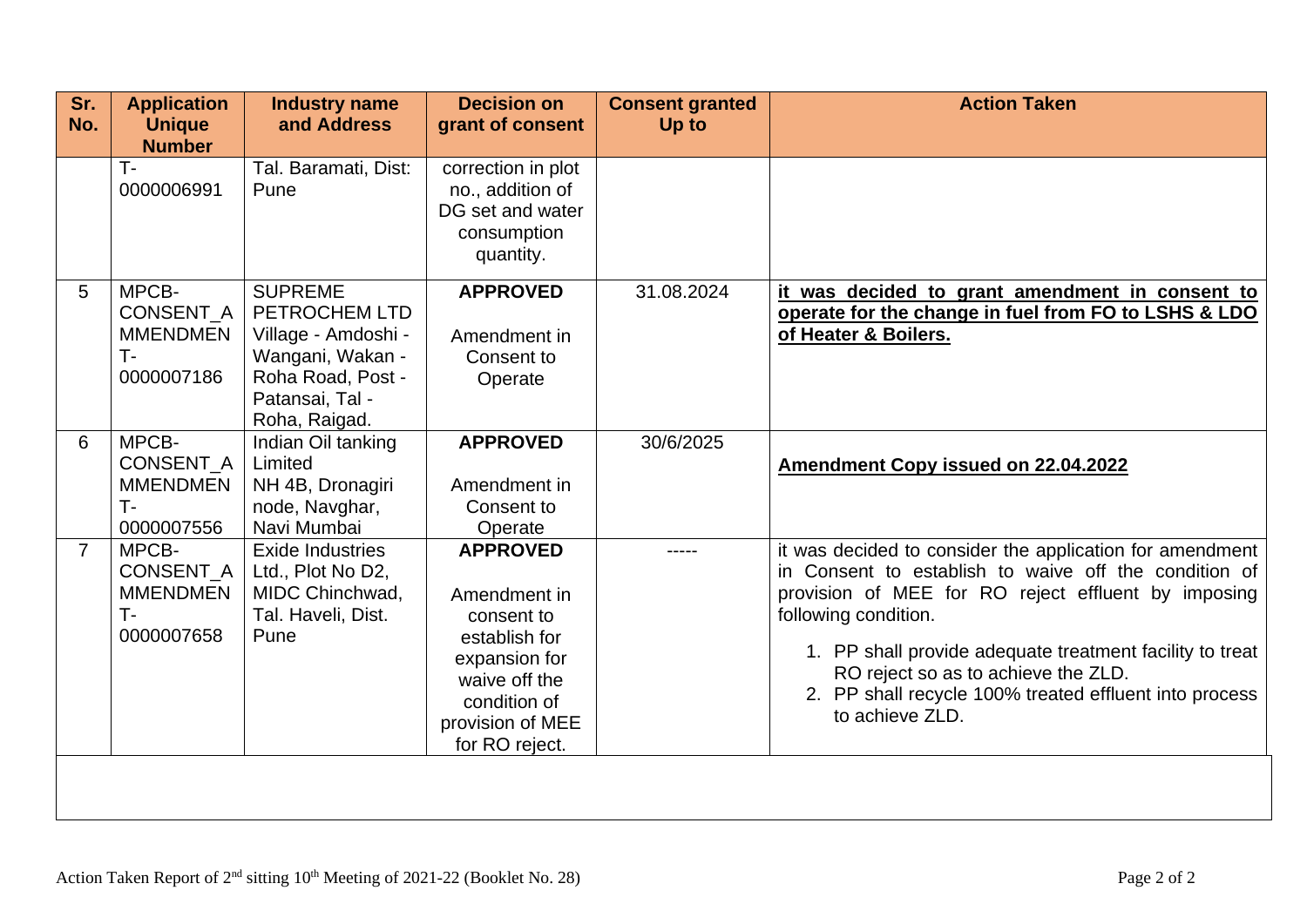| Sr. No. | Application Unique Number | Industry name and Address | Decision on grant of consent | Consent granted Up to | Action Taken |
|---|---|---|---|---|---|
| | T-0000006991 | Tal. Baramati, Dist: Pune | correction in plot no., addition of DG set and water consumption quantity. | | |
| 5 | MPCB-CONSENT_AMMENDMENT-0000007186 | SUPREME PETROCHEM LTD Village - Amdoshi - Wangani, Wakan - Roha Road, Post - Patansai, Tal - Roha, Raigad. | **APPROVED** Amendment in Consent to Operate | 31.08.2024 | **it was decided to grant amendment in consent to operate for the change in fuel from FO to LSHS & LDO of Heater & Boilers.** |
| 6 | MPCB-CONSENT_AMMENDMENT-0000007556 | Indian Oil tanking Limited NH 4B, Dronagiri node, Navghar, Navi Mumbai | **APPROVED** Amendment in Consent to Operate | 30/6/2025 | **Amendment Copy issued on 22.04.2022** |
| 7 | MPCB-CONSENT_AMMENDMENT-0000007658 | Exide Industries Ltd., Plot No D2, MIDC Chinchwad, Tal. Haveli, Dist. Pune | **APPROVED** Amendment in consent to establish for expansion for waive off the condition of provision of MEE for RO reject. | ----- | it was decided to consider the application for amendment in Consent to establish to waive off the condition of provision of MEE for RO reject effluent by imposing following condition. 1. PP shall provide adequate treatment facility to treat RO reject so as to achieve the ZLD. 2. PP shall recycle 100% treated effluent into process to achieve ZLD. |

Action Taken Report of 2nd sitting 10th Meeting of 2021-22 (Booklet No. 28)